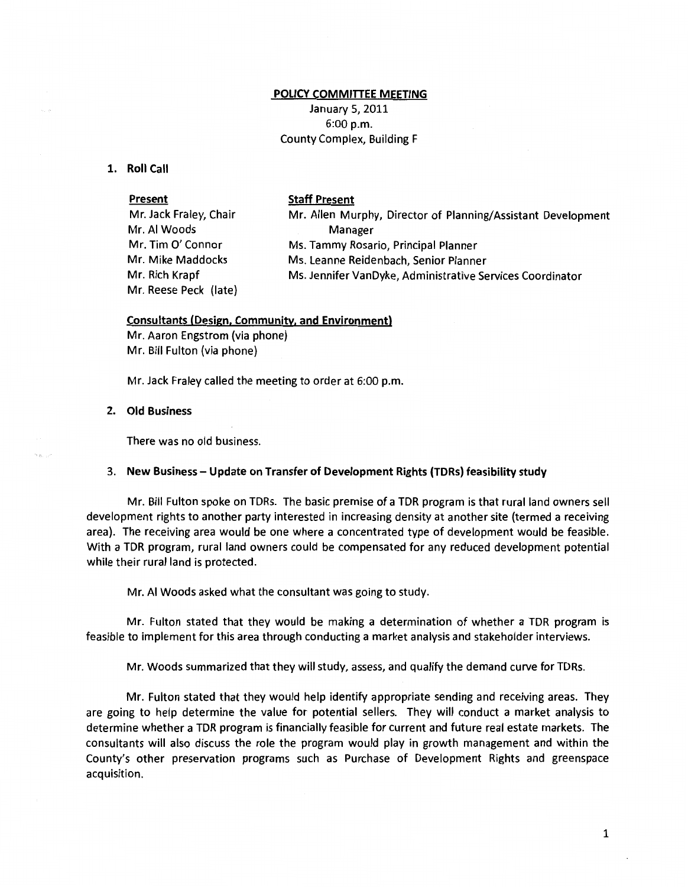# POLICY COMMITTEE MEETING

January 5, 2011
6:00 p.m.
County Complex, Building F

**1. Roll Call**

| **Present** | **Staff Present** |
|---|---|
| Mr. Jack Fraley, Chair | Mr. Allen Murphy, Director of Planning/Assistant Development Manager |
| Mr. Al Woods | Ms. Tammy Rosario, Principal Planner |
| Mr. Tim O' Connor | Ms. Leanne Reidenbach, Senior Planner |
| Mr. Mike Maddocks | Ms. Jennifer VanDyke, Administrative Services Coordinator |
| Mr. Rich Krapf | |
| Mr. Reese Peck (late) | |

**Consultants (Design, Community, and Environment)**
Mr. Aaron Engstrom (via phone)
Mr. Bill Fulton (via phone)

Mr. Jack Fraley called the meeting to order at 6:00 p.m.

**2. Old Business**

There was no old business.

**3. New Business – Update on Transfer of Development Rights (TDRs) feasibility study**

Mr. Bill Fulton spoke on TDRs. The basic premise of a TDR program is that rural land owners sell development rights to another party interested in increasing density at another site (termed a receiving area). The receiving area would be one where a concentrated type of development would be feasible. With a TDR program, rural land owners could be compensated for any reduced development potential while their rural land is protected.

Mr. Al Woods asked what the consultant was going to study.

Mr. Fulton stated that they would be making a determination of whether a TDR program is feasible to implement for this area through conducting a market analysis and stakeholder interviews.

Mr. Woods summarized that they will study, assess, and qualify the demand curve for TDRs.

Mr. Fulton stated that they would help identify appropriate sending and receiving areas. They are going to help determine the value for potential sellers. They will conduct a market analysis to determine whether a TDR program is financially feasible for current and future real estate markets. The consultants will also discuss the role the program would play in growth management and within the County's other preservation programs such as Purchase of Development Rights and greenspace acquisition.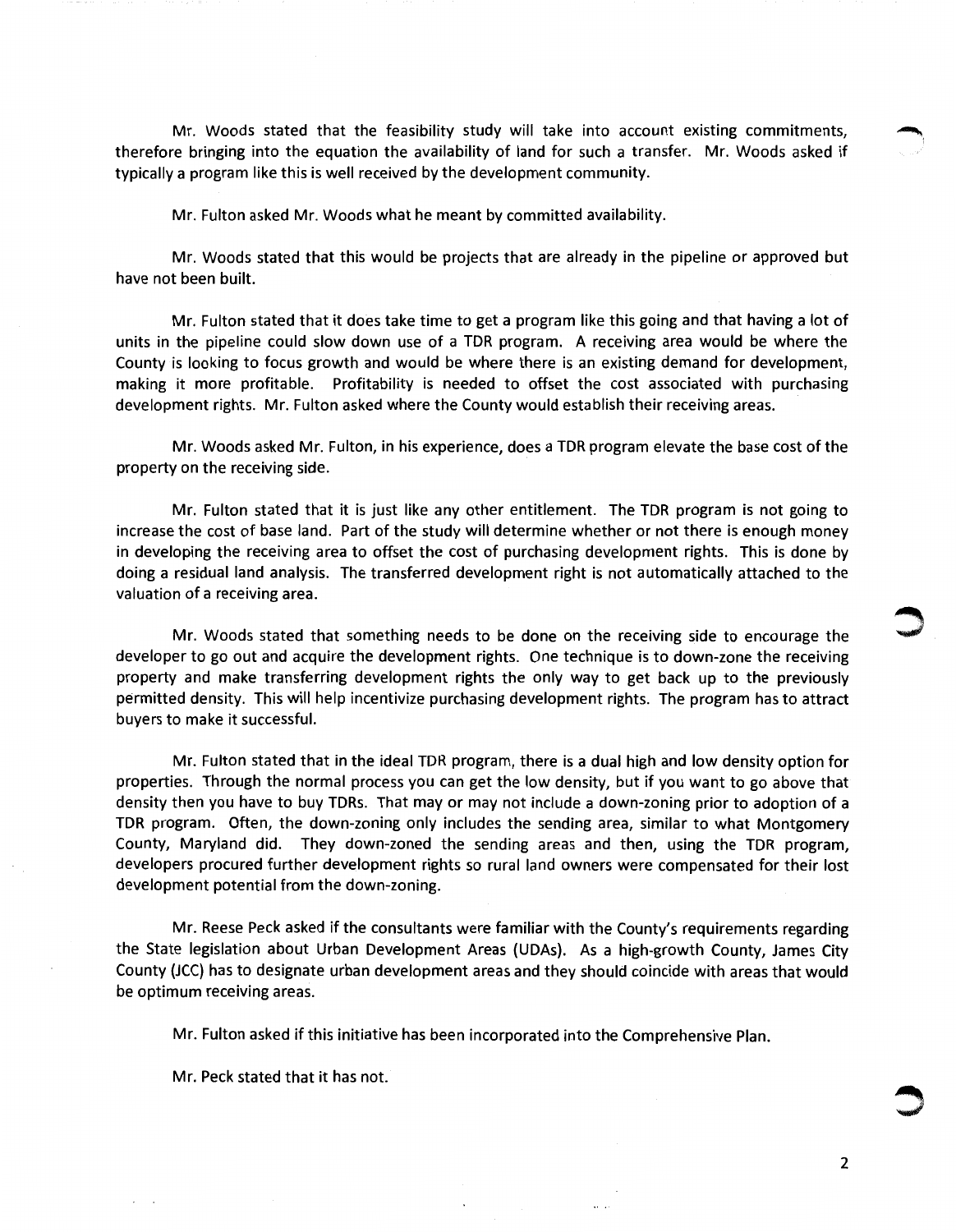Mr. Woods stated that the feasibility study will take into account existing commitments, therefore bringing into the equation the availability of land for such a transfer. Mr. Woods asked if typically a program like this is well received by the development community.

Mr. Fulton asked Mr. Woods what he meant by committed availability.

Mr. Woods stated that this would be projects that are already in the pipeline or approved but have not been built.

Mr. Fulton stated that it does take time to get a program like this going and that having a lot of units in the pipeline could slow down use of a TDR program. A receiving area would be where the County is looking to focus growth and would be where there is an existing demand for development, making it more profitable. Profitability is needed to offset the cost associated with purchasing development rights. Mr. Fulton asked where the County would establish their receiving areas.

Mr. Woods asked Mr. Fulton, in his experience, does a TDR program elevate the base cost of the property on the receiving side.

Mr. Fulton stated that it is just like any other entitlement. The TDR program is not going to increase the cost of base land. Part of the study will determine whether or not there is enough money in developing the receiving area to offset the cost of purchasing development rights. This is done by doing a residual land analysis. The transferred development right is not automatically attached to the valuation of a receiving area.

Mr. Woods stated that something needs to be done on the receiving side to encourage the developer to go out and acquire the development rights. One technique is to down-zone the receiving property and make transferring development rights the only way to get back up to the previously permitted density. This will help incentivize purchasing development rights. The program has to attract buyers to make it successful.

Mr. Fulton stated that in the ideal TDR program, there is a dual high and low density option for properties. Through the normal process you can get the low density, but if you want to go above that density then you have to buy TDRs. That may or may not include a down-zoning prior to adoption of a TDR program. Often, the down-zoning only includes the sending area, similar to what Montgomery County, Maryland did. They down-zoned the sending areas and then, using the TDR program, developers procured further development rights so rural land owners were compensated for their lost development potential from the down-zoning.

Mr. Reese Peck asked if the consultants were familiar with the County's requirements regarding the State legislation about Urban Development Areas (UDAs). As a high-growth County, James City County (JCC) has to designate urban development areas and they should coincide with areas that would be optimum receiving areas.

Mr. Fulton asked if this initiative has been incorporated into the Comprehensive Plan.

Mr. Peck stated that it has not.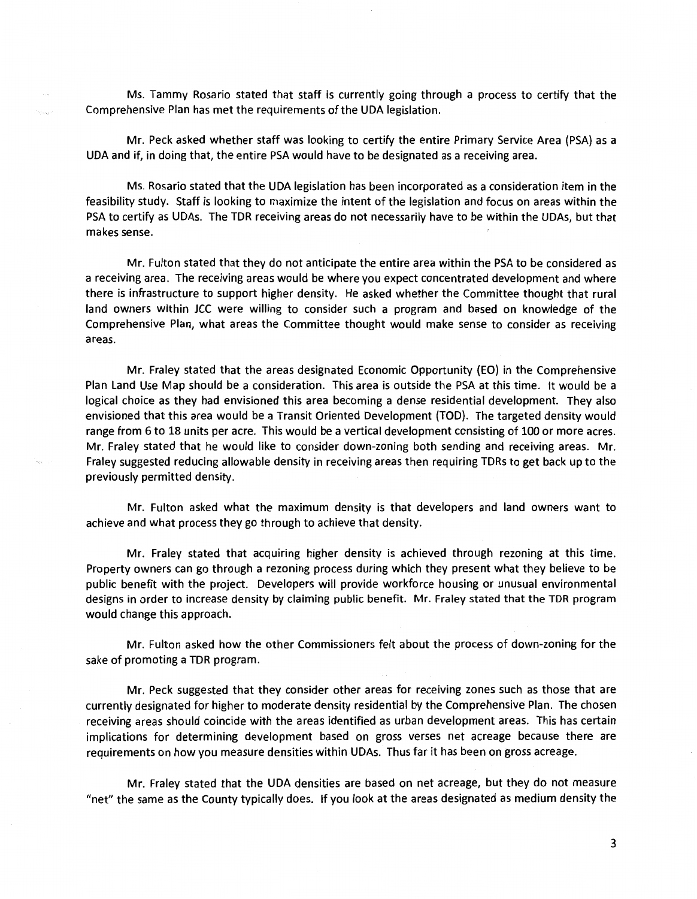Ms. Tammy Rosario stated that staff is currently going through a process to certify that the Comprehensive Plan has met the requirements of the UDA legislation.

Mr. Peck asked whether staff was looking to certify the entire Primary Service Area (PSA) as a UDA and if, in doing that, the entire PSA would have to be designated as a receiving area.

Ms. Rosario stated that the UDA legislation has been incorporated as a consideration item in the feasibility study. Staff is looking to maximize the intent of the legislation and focus on areas within the PSA to certify as UDAs. The TDR receiving areas do not necessarily have to be within the UDAs, but that makes sense.

Mr. Fulton stated that they do not anticipate the entire area within the PSA to be considered as a receiving area. The receiving areas would be where you expect concentrated development and where there is infrastructure to support higher density. He asked whether the Committee thought that rural land owners within JCC were willing to consider such a program and based on knowledge of the Comprehensive Plan, what areas the Committee thought would make sense to consider as receiving areas.

Mr. Fraley stated that the areas designated Economic Opportunity (EO) in the Comprehensive Plan Land Use Map should be a consideration. This area is outside the PSA at this time. It would be a logical choice as they had envisioned this area becoming a dense residential development. They also envisioned that this area would be a Transit Oriented Development (TOD). The targeted density would range from 6 to 18 units per acre. This would be a vertical development consisting of 100 or more acres. Mr. Fraley stated that he would like to consider down-zoning both sending and receiving areas. Mr. Fraley suggested reducing allowable density in receiving areas then requiring TDRs to get back up to the previously permitted density.

Mr. Fulton asked what the maximum density is that developers and land owners want to achieve and what process they go through to achieve that density.

Mr. Fraley stated that acquiring higher density is achieved through rezoning at this time. Property owners can go through a rezoning process during which they present what they believe to be public benefit with the project. Developers will provide workforce housing or unusual environmental designs in order to increase density by claiming public benefit. Mr. Fraley stated that the TDR program would change this approach.

Mr. Fulton asked how the other Commissioners felt about the process of down-zoning for the sake of promoting a TDR program.

Mr. Peck suggested that they consider other areas for receiving zones such as those that are currently designated for higher to moderate density residential by the Comprehensive Plan. The chosen receiving areas should coincide with the areas identified as urban development areas. This has certain implications for determining development based on gross verses net acreage because there are requirements on how you measure densities within UDAs. Thus far it has been on gross acreage.

Mr. Fraley stated that the UDA densities are based on net acreage, but they do not measure "net" the same as the County typically does. If you look at the areas designated as medium density the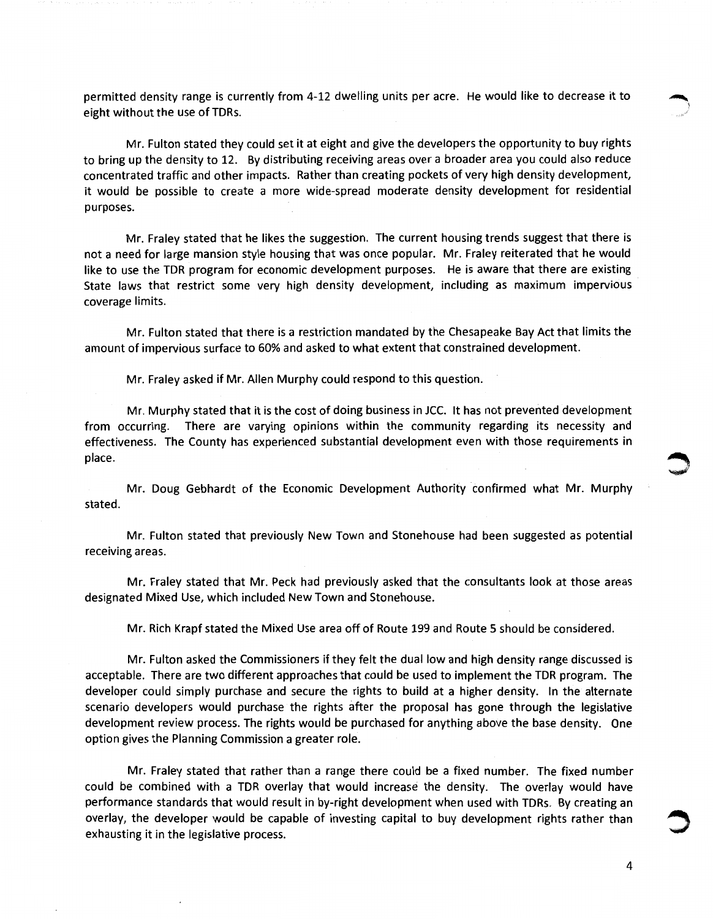permitted density range is currently from 4-12 dwelling units per acre. He would like to decrease it to eight without the use of TDRs.

Mr. Fulton stated they could set it at eight and give the developers the opportunity to buy rights to bring up the density to 12. By distributing receiving areas over a broader area you could also reduce concentrated traffic and other impacts. Rather than creating pockets of very high density development, it would be possible to create a more wide-spread moderate density development for residential purposes.

Mr. Fraley stated that he likes the suggestion. The current housing trends suggest that there is not a need for large mansion style housing that was once popular. Mr. Fraley reiterated that he would like to use the TDR program for economic development purposes. He is aware that there are existing State laws that restrict some very high density development, including as maximum impervious coverage limits.

Mr. Fulton stated that there is a restriction mandated by the Chesapeake Bay Act that limits the amount of impervious surface to 60% and asked to what extent that constrained development.

Mr. Fraley asked if Mr. Allen Murphy could respond to this question.

Mr. Murphy stated that it is the cost of doing business in JCC. It has not prevented development from occurring. There are varying opinions within the community regarding its necessity and effectiveness. The County has experienced substantial development even with those requirements in place.

Mr. Doug Gebhardt of the Economic Development Authority confirmed what Mr. Murphy stated.

Mr. Fulton stated that previously New Town and Stonehouse had been suggested as potential receiving areas.

Mr. Fraley stated that Mr. Peck had previously asked that the consultants look at those areas designated Mixed Use, which included New Town and Stonehouse.

Mr. Rich Krapf stated the Mixed Use area off of Route 199 and Route 5 should be considered.

Mr. Fulton asked the Commissioners if they felt the dual low and high density range discussed is acceptable. There are two different approaches that could be used to implement the TDR program. The developer could simply purchase and secure the rights to build at a higher density. In the alternate scenario developers would purchase the rights after the proposal has gone through the legislative development review process. The rights would be purchased for anything above the base density. One option gives the Planning Commission a greater role.

Mr. Fraley stated that rather than a range there could be a fixed number. The fixed number could be combined with a TDR overlay that would increase the density. The overlay would have performance standards that would result in by-right development when used with TDRs. By creating an overlay, the developer would be capable of investing capital to buy development rights rather than exhausting it in the legislative process.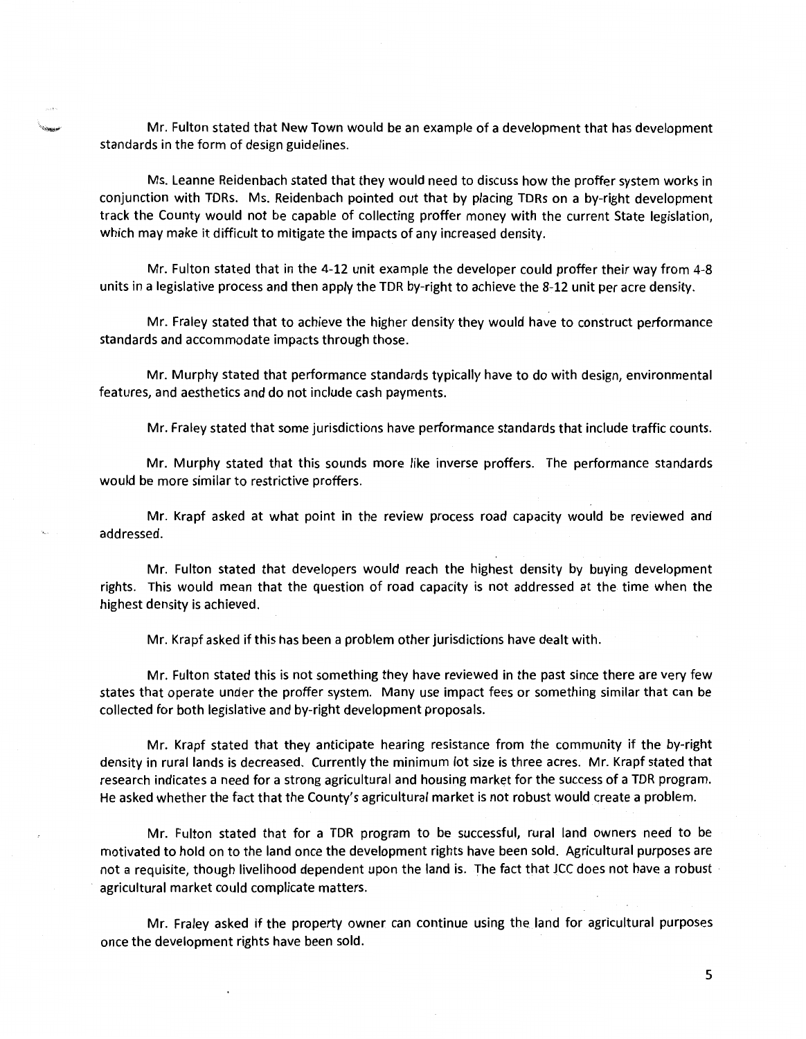Mr. Fulton stated that New Town would be an example of a development that has development standards in the form of design guidelines.

Ms. Leanne Reidenbach stated that they would need to discuss how the proffer system works in conjunction with TDRs. Ms. Reidenbach pointed out that by placing TDRs on a by-right development track the County would not be capable of collecting proffer money with the current State legislation, which may make it difficult to mitigate the impacts of any increased density.

Mr. Fulton stated that in the 4-12 unit example the developer could proffer their way from 4-8 units in a legislative process and then apply the TDR by-right to achieve the 8-12 unit per acre density.

Mr. Fraley stated that to achieve the higher density they would have to construct performance standards and accommodate impacts through those.

Mr. Murphy stated that performance standards typically have to do with design, environmental features, and aesthetics and do not include cash payments.

Mr. Fraley stated that some jurisdictions have performance standards that include traffic counts.

Mr. Murphy stated that this sounds more like inverse proffers. The performance standards would be more similar to restrictive proffers.

Mr. Krapf asked at what point in the review process road capacity would be reviewed and addressed.

Mr. Fulton stated that developers would reach the highest density by buying development rights. This would mean that the question of road capacity is not addressed at the time when the highest density is achieved.

Mr. Krapf asked if this has been a problem other jurisdictions have dealt with.

Mr. Fulton stated this is not something they have reviewed in the past since there are very few states that operate under the proffer system. Many use impact fees or something similar that can be collected for both legislative and by-right development proposals.

Mr. Krapf stated that they anticipate hearing resistance from the community if the by-right density in rural lands is decreased. Currently the minimum lot size is three acres. Mr. Krapf stated that research indicates a need for a strong agricultural and housing market for the success of a TDR program. He asked whether the fact that the County's agricultural market is not robust would create a problem.

Mr. Fulton stated that for a TDR program to be successful, rural land owners need to be motivated to hold on to the land once the development rights have been sold. Agricultural purposes are not a requisite, though livelihood dependent upon the land is. The fact that JCC does not have a robust agricultural market could complicate matters.

Mr. Fraley asked if the property owner can continue using the land for agricultural purposes once the development rights have been sold.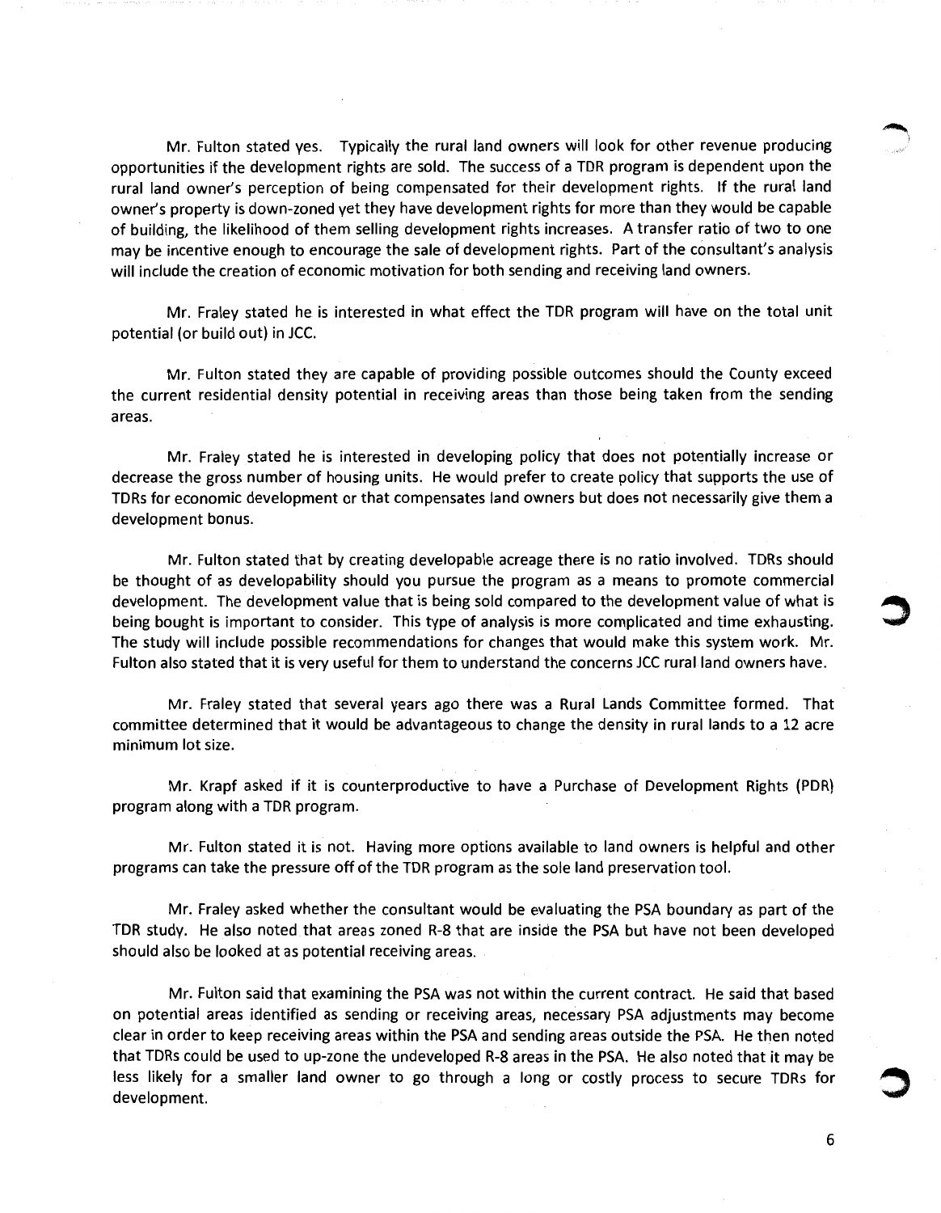Mr. Fulton stated yes. Typically the rural land owners will look for other revenue producing opportunities if the development rights are sold. The success of a TDR program is dependent upon the rural land owner's perception of being compensated for their development rights. If the rural land owner's property is down-zoned yet they have development rights for more than they would be capable of building, the likelihood of them selling development rights increases. A transfer ratio of two to one may be incentive enough to encourage the sale of development rights. Part of the consultant's analysis will include the creation of economic motivation for both sending and receiving land owners.

Mr. Fraley stated he is interested in what effect the TDR program will have on the total unit potential (or build out) in JCC.

Mr. Fulton stated they are capable of providing possible outcomes should the County exceed the current residential density potential in receiving areas than those being taken from the sending areas.

Mr. Fraley stated he is interested in developing policy that does not potentially increase or decrease the gross number of housing units. He would prefer to create policy that supports the use of TDRs for economic development or that compensates land owners but does not necessarily give them a development bonus.

Mr. Fulton stated that by creating developable acreage there is no ratio involved. TDRs should be thought of as developability should you pursue the program as a means to promote commercial development. The development value that is being sold compared to the development value of what is being bought is important to consider. This type of analysis is more complicated and time exhausting. The study will include possible recommendations for changes that would make this system work. Mr. Fulton also stated that it is very useful for them to understand the concerns JCC rural land owners have.

Mr. Fraley stated that several years ago there was a Rural Lands Committee formed. That committee determined that it would be advantageous to change the density in rural lands to a 12 acre minimum lot size.

Mr. Krapf asked if it is counterproductive to have a Purchase of Development Rights (PDR) program along with a TDR program.

Mr. Fulton stated it is not. Having more options available to land owners is helpful and other programs can take the pressure off of the TDR program as the sole land preservation tool.

Mr. Fraley asked whether the consultant would be evaluating the PSA boundary as part of the TDR study. He also noted that areas zoned R-8 that are inside the PSA but have not been developed should also be looked at as potential receiving areas.

Mr. Fulton said that examining the PSA was not within the current contract. He said that based on potential areas identified as sending or receiving areas, necessary PSA adjustments may become clear in order to keep receiving areas within the PSA and sending areas outside the PSA. He then noted that TDRs could be used to up-zone the undeveloped R-8 areas in the PSA. He also noted that it may be less likely for a smaller land owner to go through a long or costly process to secure TDRs for development.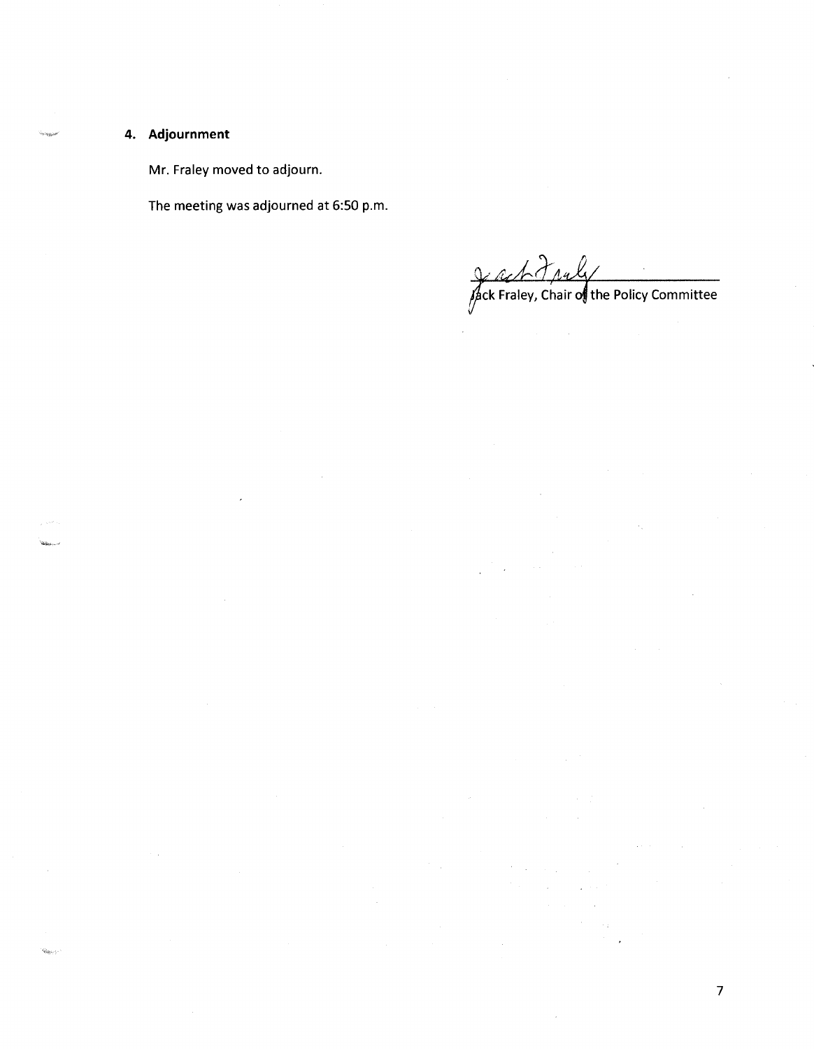## 4. Adjournment

Mr. Fraley moved to adjourn.

The meeting was adjourned at 6:50 p.m.

Jack Fraley, Chair of the Policy Committee